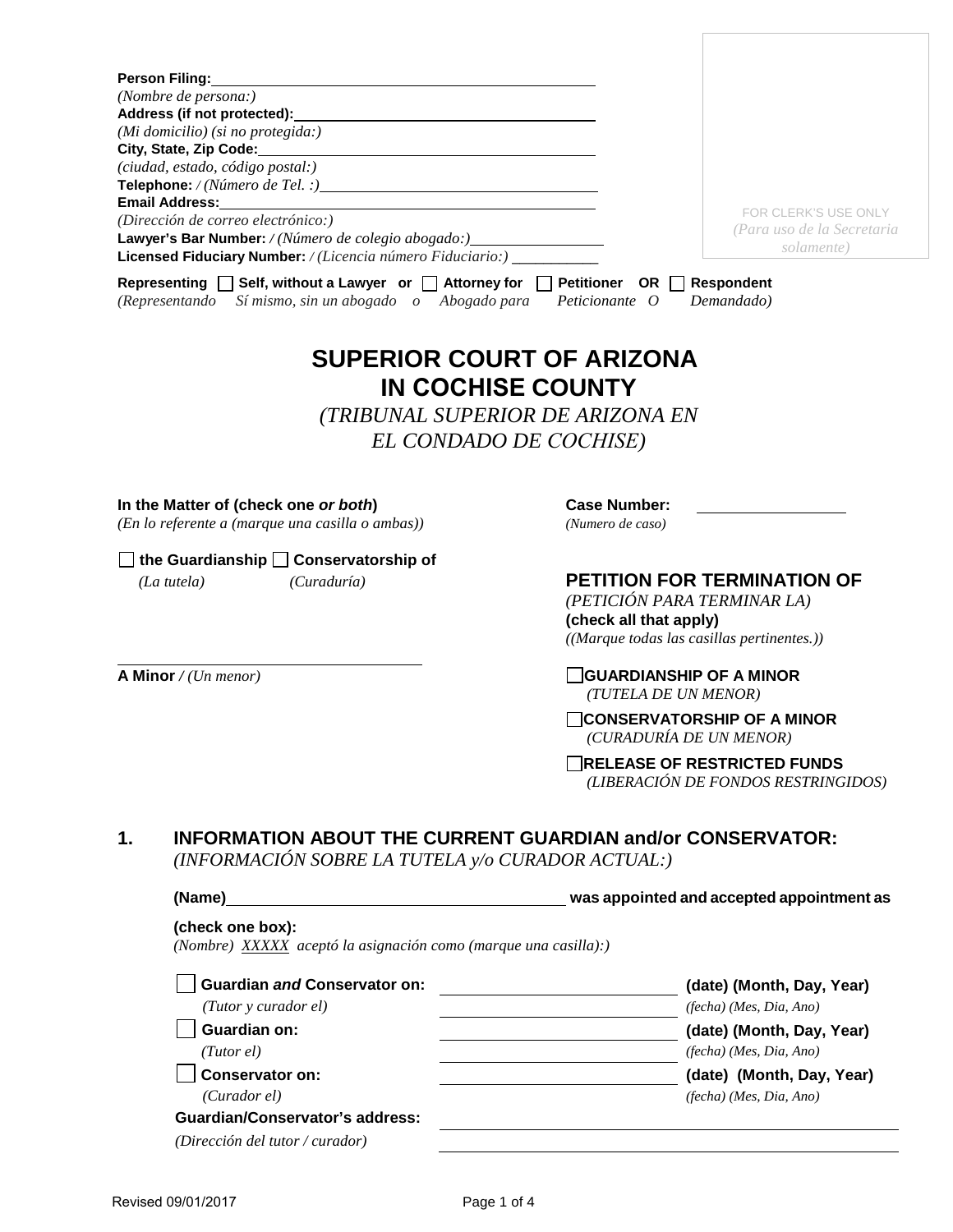**Person Filing:** ____________________
*(Nombre de persona:)*
**Address (if not protected):** ____________________
*(Mi domicilio) (si no protegida:)*
**City, State, Zip Code:** ____________________
*(ciudad, estado, código postal:)*
**Telephone:** / *(Número de Tel. :)* ____________________
**Email Address:** ____________________
*(Dirección de correo electrónico:)*
**Lawyer's Bar Number:** / *(Número de colegio abogado:)* ____________________
**Licensed Fiduciary Number:** / *(Licencia número Fiduciario:)* ____________________

FOR CLERK'S USE ONLY
*(Para uso de la Secretaria solamente)*

**Representing** ☐ **Self, without a Lawyer** **or** ☐ **Attorney for** ☐ **Petitioner** **OR** ☐ **Respondent**
*(Representando Sí mismo, sin un abogado o Abogado para Peticionante O Demandado)*

# SUPERIOR COURT OF ARIZONA IN COCHISE COUNTY

*(TRIBUNAL SUPERIOR DE ARIZONA EN EL CONDADO DE COCHISE)*

**In the Matter of (check one *or both*)**
*(En lo referente a (marque una casilla o ambas))*

☐ **the Guardianship** ☐ **Conservatorship of**
*(La tutela) (Curaduría)*

____________________
**A Minor** / *(Un menor)*

**Case Number:** ____________________
*(Numero de caso)*

## PETITION FOR TERMINATION OF

*(PETICIÓN PARA TERMINAR LA)*
**(check all that apply)**
*((Marque todas las casillas pertinentes.))*

☐ **GUARDIANSHIP OF A MINOR**
*(TUTELA DE UN MENOR)*

☐ **CONSERVATORSHIP OF A MINOR**
*(CURADURÍA DE UN MENOR)*

☐ **RELEASE OF RESTRICTED FUNDS**
*(LIBERACIÓN DE FONDOS RESTRINGIDOS)*

## 1. INFORMATION ABOUT THE CURRENT GUARDIAN and/or CONSERVATOR:

*(INFORMACIÓN SOBRE LA TUTELA y/o CURADOR ACTUAL:)*

**(Name)** ____________________ **was appointed and accepted appointment as (check one box):**
*(Nombre) XXXXX aceptó la asignación como (marque una casilla):)*

☐ **Guardian *and* Conservator on:** ____________________ **(date) (Month, Day, Year)**
*(Tutor y curador el) (fecha) (Mes, Dia, Ano)*

☐ **Guardian on:** ____________________ **(date) (Month, Day, Year)**
*(Tutor el) (fecha) (Mes, Dia, Ano)*

☐ **Conservator on:** ____________________ **(date) (Month, Day, Year)**
*(Curador el) (fecha) (Mes, Dia, Ano)*

**Guardian/Conservator's address:** ____________________
*(Dirección del tutor / curador)* ____________________

Revised 09/01/2017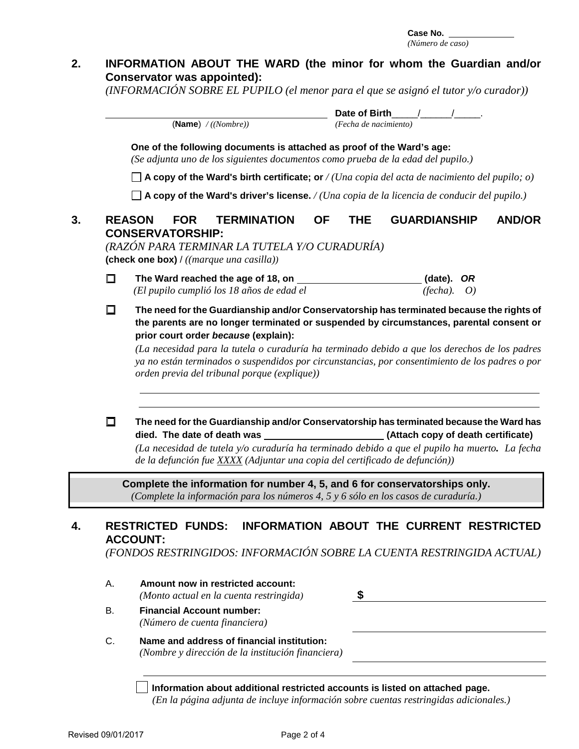**Case No.** ______________
*(Número de caso)*

## 2. INFORMATION ABOUT THE WARD (the minor for whom the Guardian and/or Conservator was appointed):

*(INFORMACIÓN SOBRE EL PUPILO (el menor para el que se asignó el tutor y/o curador))*

______________________________ (**Name**) / *((Nombre))*

**Date of Birth**_____/______/_____. *(Fecha de nacimiento)*

**One of the following documents is attached as proof of the Ward's age:**
*(Se adjunta uno de los siguientes documentos como prueba de la edad del pupilo.)*

☐ **A copy of the Ward's birth certificate; or** / *(Una copia del acta de nacimiento del pupilo; o)*

☐ **A copy of the Ward's driver's license.** / *(Una copia de la licencia de conducir del pupilo.)*

## 3. REASON FOR TERMINATION OF THE GUARDIANSHIP AND/OR CONSERVATORSHIP:

*(RAZÓN PARA TERMINAR LA TUTELA Y/O CURADURÍA)*
**(check one box)** / *((marque una casilla))*

☐ **The Ward reached the age of 18, on** ______________________ **(date).** ***OR***
*(El pupilo cumplió los 18 años de edad el (fecha). O)*

☐ **The need for the Guardianship and/or Conservatorship has terminated because the rights of the parents are no longer terminated or suspended by circumstances, parental consent or prior court order *because* (explain):**
*(La necesidad para la tutela o curaduría ha terminado debido a que los derechos de los padres ya no están terminados o suspendidos por circunstancias, por consentimiento de los padres o por orden previa del tribunal porque (explique))*

______________________________________________________________________

______________________________________________________________________

☐ **The need for the Guardianship and/or Conservatorship has terminated because the Ward has died. The date of death was** ______________________ **(Attach copy of death certificate)**
*(La necesidad de tutela y/o curaduría ha terminado debido a que el pupilo ha muerto. La fecha de la defunción fue XXXX (Adjuntar una copia del certificado de defunción))*

**Complete the information for number 4, 5, and 6 for conservatorships only.**
*(Complete la información para los números 4, 5 y 6 sólo en los casos de curaduría.)*

## 4. RESTRICTED FUNDS: INFORMATION ABOUT THE CURRENT RESTRICTED ACCOUNT:

*(FONDOS RESTRINGIDOS: INFORMACIÓN SOBRE LA CUENTA RESTRINGIDA ACTUAL)*

A. **Amount now in restricted account:**
*(Monto actual en la cuenta restringida)* **$** ______________________

B. **Financial Account number:**
*(Número de cuenta financiera)* ______________________

C. **Name and address of financial institution:**
*(Nombre y dirección de la institución financiera)* ______________________

______________________________________________________________________

☐ **Information about additional restricted accounts is listed on attached page.**
*(En la página adjunta de incluye información sobre cuentas restringidas adicionales.)*

Revised 09/01/2017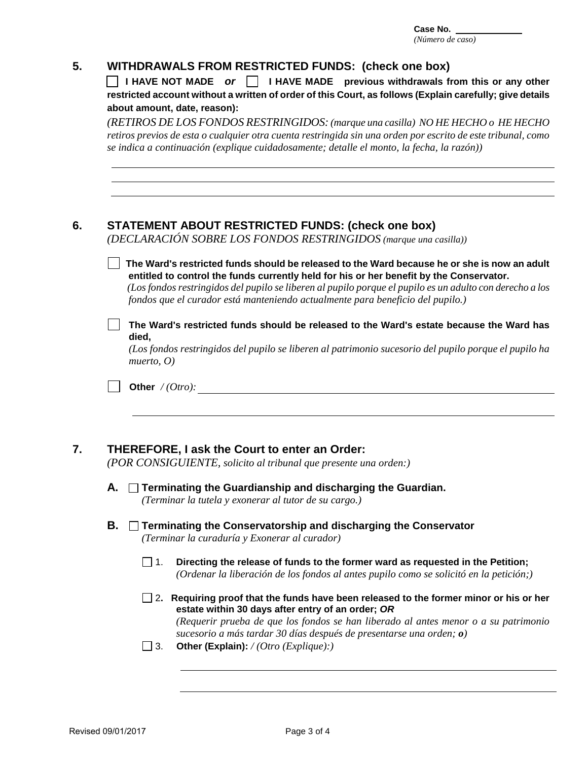**Case No.** \_\_\_\_\_\_\_\_\_\_\_\_
*(Número de caso)*

## 5. WITHDRAWALS FROM RESTRICTED FUNDS: (check one box)

☐ **I HAVE NOT MADE** ***or*** ☐ **I HAVE MADE previous withdrawals from this or any other restricted account without a written of order of this Court, as follows (Explain carefully; give details about amount, date, reason):**

*(RETIROS DE LOS FONDOS RESTRINGIDOS: (marque una casilla) NO HE HECHO o HE HECHO retiros previos de esta o cualquier otra cuenta restringida sin una orden por escrito de este tribunal, como se indica a continuación (explique cuidadosamente; detalle el monto, la fecha, la razón))*

\_\_\_\_\_\_\_\_\_\_\_\_\_\_\_\_\_\_\_\_\_\_\_\_\_\_\_\_\_\_\_\_\_\_\_\_\_\_\_\_\_\_\_\_\_\_\_\_\_\_\_\_\_\_\_\_\_\_\_\_

\_\_\_\_\_\_\_\_\_\_\_\_\_\_\_\_\_\_\_\_\_\_\_\_\_\_\_\_\_\_\_\_\_\_\_\_\_\_\_\_\_\_\_\_\_\_\_\_\_\_\_\_\_\_\_\_\_\_\_\_

\_\_\_\_\_\_\_\_\_\_\_\_\_\_\_\_\_\_\_\_\_\_\_\_\_\_\_\_\_\_\_\_\_\_\_\_\_\_\_\_\_\_\_\_\_\_\_\_\_\_\_\_\_\_\_\_\_\_\_\_

## 6. STATEMENT ABOUT RESTRICTED FUNDS: (check one box)

*(DECLARACIÓN SOBRE LOS FONDOS RESTRINGIDOS (marque una casilla))*

☐ **The Ward's restricted funds should be released to the Ward because he or she is now an adult entitled to control the funds currently held for his or her benefit by the Conservator.**
*(Los fondos restringidos del pupilo se liberen al pupilo porque el pupilo es un adulto con derecho a los fondos que el curador está manteniendo actualmente para beneficio del pupilo.)*

☐ **The Ward's restricted funds should be released to the Ward's estate because the Ward has died,**
*(Los fondos restringidos del pupilo se liberen al patrimonio sucesorio del pupilo porque el pupilo ha muerto, O)*

☐ **Other** */ (Otro):* \_\_\_\_\_\_\_\_\_\_\_\_\_\_\_\_\_\_\_\_\_\_\_\_\_\_\_\_\_\_\_\_\_\_\_\_\_\_\_\_\_\_\_\_\_\_\_\_

\_\_\_\_\_\_\_\_\_\_\_\_\_\_\_\_\_\_\_\_\_\_\_\_\_\_\_\_\_\_\_\_\_\_\_\_\_\_\_\_\_\_\_\_\_\_\_\_\_\_\_\_\_\_\_\_\_\_\_\_

## 7. THEREFORE, I ask the Court to enter an Order:

*(POR CONSIGUIENTE, solicito al tribunal que presente una orden:)*

**A.** ☐ **Terminating the Guardianship and discharging the Guardian.**
*(Terminar la tutela y exonerar al tutor de su cargo.)*

**B.** ☐ **Terminating the Conservatorship and discharging the Conservator**
*(Terminar la curaduría y Exonerar al curador)*

☐ 1. **Directing the release of funds to the former ward as requested in the Petition;**
*(Ordenar la liberación de los fondos al antes pupilo como se solicitó en la petición;)*

☐ 2. **Requiring proof that the funds have been released to the former minor or his or her estate within 30 days after entry of an order;** ***OR***
*(Requerir prueba de que los fondos se han liberado al antes menor o a su patrimonio sucesorio a más tardar 30 días después de presentarse una orden;* ***o****)*

☐ 3. **Other (Explain):** */ (Otro (Explique):)*

\_\_\_\_\_\_\_\_\_\_\_\_\_\_\_\_\_\_\_\_\_\_\_\_\_\_\_\_\_\_\_\_\_\_\_\_\_\_\_\_\_\_\_\_\_\_\_\_\_\_\_\_\_\_\_\_\_\_\_\_

\_\_\_\_\_\_\_\_\_\_\_\_\_\_\_\_\_\_\_\_\_\_\_\_\_\_\_\_\_\_\_\_\_\_\_\_\_\_\_\_\_\_\_\_\_\_\_\_\_\_\_\_\_\_\_\_\_\_\_\_

Revised 09/01/2017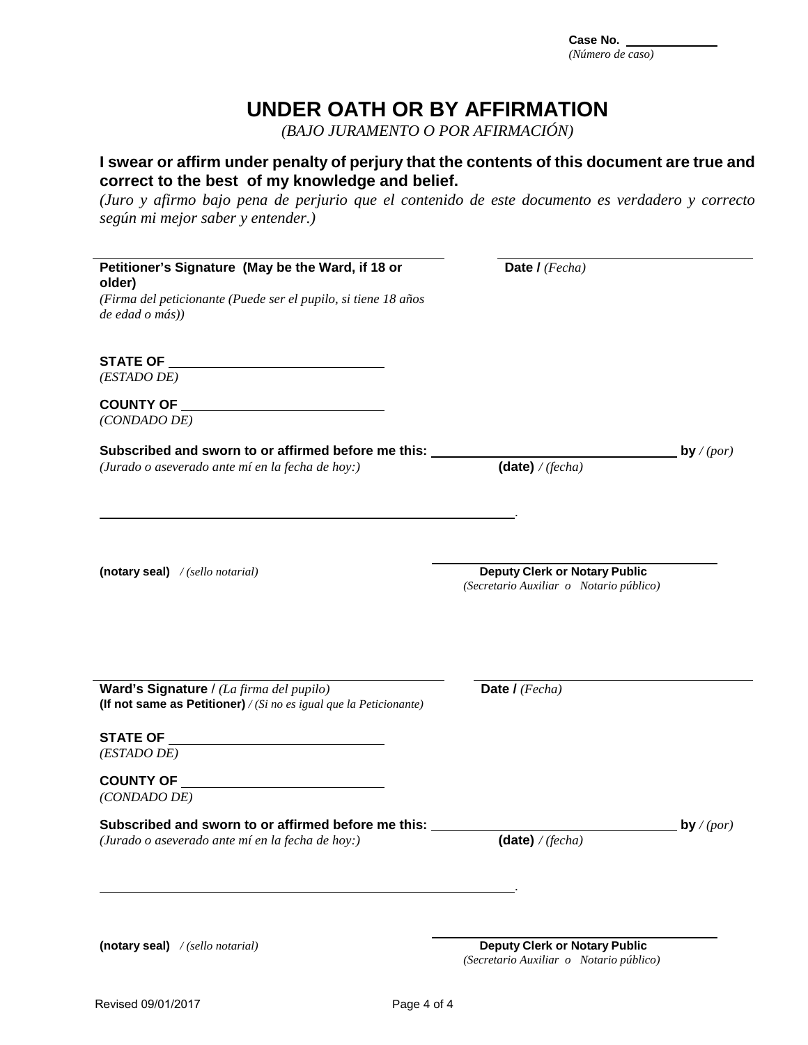**Case No.** ____________
*(Número de caso)*

# UNDER OATH OR BY AFFIRMATION

*(BAJO JURAMENTO O POR AFIRMACIÓN)*

**I swear or affirm under penalty of perjury that the contents of this document are true and correct to the best of my knowledge and belief.**
*(Juro y afirmo bajo pena de perjurio que el contenido de este documento es verdadero y correcto según mi mejor saber y entender.)*

_______________________________________________ _______________________________
**Petitioner's Signature (May be the Ward, if 18 or older)** **Date /** *(Fecha)*
*(Firma del peticionante (Puede ser el pupilo, si tiene 18 años de edad o más))*

**STATE OF** ______________________________
*(ESTADO DE)*

**COUNTY OF** ______________________________
*(CONDADO DE)*

**Subscribed and sworn to or affirmed before me this:** ______________________________ **by** */ (por)*
*(Jurado o aseverado ante mí en la fecha de hoy:)* **(date)** */ (fecha)*

_______________________________________________.

**(notary seal)** */ (sello notarial)*

_______________________________
**Deputy Clerk or Notary Public**
*(Secretario Auxiliar o Notario público)*

_______________________________________________ _______________________________
**Ward's Signature /** *(La firma del pupilo)* **Date /** *(Fecha)*
**(If not same as Petitioner)** */ (Si no es igual que la Peticionante)*

**STATE OF** ______________________________
*(ESTADO DE)*

**COUNTY OF** ______________________________
*(CONDADO DE)*

**Subscribed and sworn to or affirmed before me this:** ______________________________ **by** */ (por)*
*(Jurado o aseverado ante mí en la fecha de hoy:)* **(date)** */ (fecha)*

_______________________________________________.

**(notary seal)** */ (sello notarial)*

_______________________________
**Deputy Clerk or Notary Public**
*(Secretario Auxiliar o Notario público)*

Revised 09/01/2017